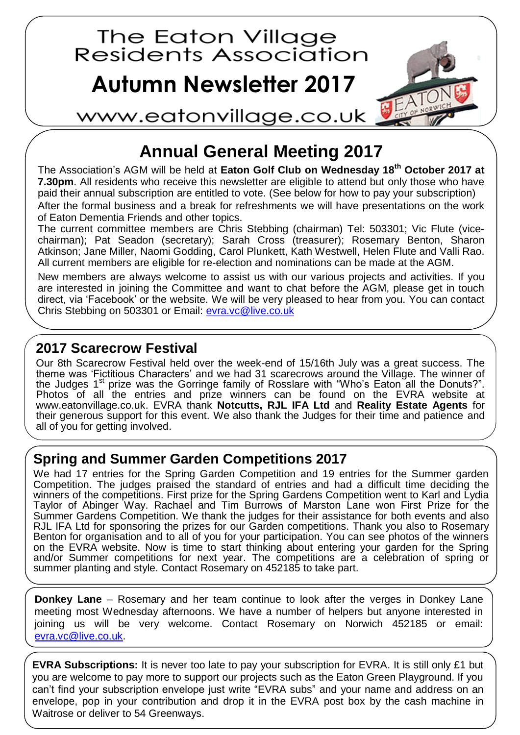# The Eaton Village Residents Association

# Autumn Newsletter 2017

www.eatonvillage.co.uk

## Annual General Meeting 2017

The Association's AGM will be held at **Eaton Golf Club on Wednesday 18th October 2017 at 7.30pm**. All residents who receive this newsletter are eligible to attend but only those who have paid their annual subscription are entitled to vote. (See below for how to pay your subscription)

After the formal business and a break for refreshments we will have presentations on the work of Eaton Dementia Friends and other topics.

The current committee members are Chris Stebbing (chairman) Tel: 503301; Vic Flute (vice-chairman); Pat Seadon (secretary); Sarah Cross (treasurer); Rosemary Benton, Sharon Atkinson; Jane Miller, Naomi Godding, Carol Plunkett, Kath Westwell, Helen Flute and Valli Rao. All current members are eligible for re-election and nominations can be made at the AGM.

New members are always welcome to assist us with our various projects and activities. If you are interested in joining the Committee and want to chat before the AGM, please get in touch direct, via 'Facebook' or the website. We will be very pleased to hear from you. You can contact Chris Stebbing on 503301 or Email: evra.vc@live.co.uk

## 2017 Scarecrow Festival

Our 8th Scarecrow Festival held over the week-end of 15/16th July was a great success. The theme was 'Fictitious Characters' and we had 31 scarecrows around the Village. The winner of the Judges 1st prize was the Gorringe family of Rosslare with "Who's Eaton all the Donuts?". Photos of all the entries and prize winners can be found on the EVRA website at www.eatonvillage.co.uk. EVRA thank **Notcutts, RJL IFA Ltd** and **Reality Estate Agents** for their generous support for this event. We also thank the Judges for their time and patience and all of you for getting involved.

## Spring and Summer Garden Competitions 2017

We had 17 entries for the Spring Garden Competition and 19 entries for the Summer garden Competition. The judges praised the standard of entries and had a difficult time deciding the winners of the competitions. First prize for the Spring Gardens Competition went to Karl and Lydia Taylor of Abinger Way. Rachael and Tim Burrows of Marston Lane won First Prize for the Summer Gardens Competition. We thank the judges for their assistance for both events and also RJL IFA Ltd for sponsoring the prizes for our Garden competitions. Thank you also to Rosemary Benton for organisation and to all of you for your participation. You can see photos of the winners on the EVRA website. Now is time to start thinking about entering your garden for the Spring and/or Summer competitions for next year. The competitions are a celebration of spring or summer planting and style. Contact Rosemary on 452185 to take part.

**Donkey Lane** – Rosemary and her team continue to look after the verges in Donkey Lane meeting most Wednesday afternoons. We have a number of helpers but anyone interested in joining us will be very welcome. Contact Rosemary on Norwich 452185 or email: evra.vc@live.co.uk.

**EVRA Subscriptions:** It is never too late to pay your subscription for EVRA. It is still only £1 but you are welcome to pay more to support our projects such as the Eaton Green Playground. If you can't find your subscription envelope just write "EVRA subs" and your name and address on an envelope, pop in your contribution and drop it in the EVRA post box by the cash machine in Waitrose or deliver to 54 Greenways.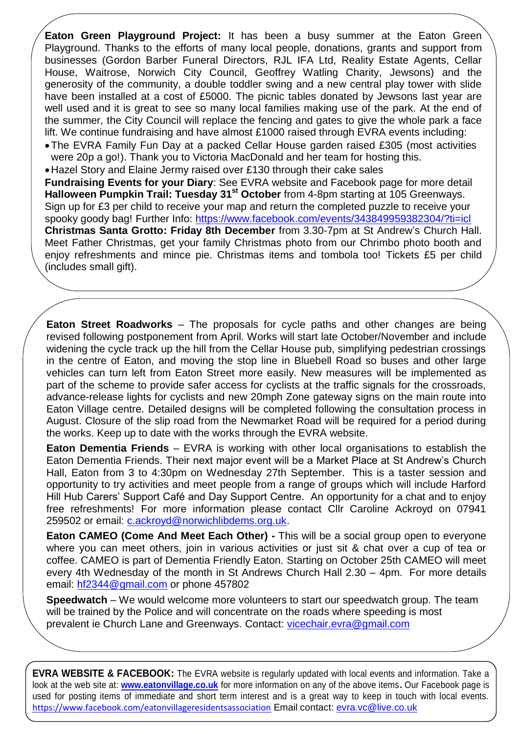**Eaton Green Playground Project:** It has been a busy summer at the Eaton Green Playground. Thanks to the efforts of many local people, donations, grants and support from businesses (Gordon Barber Funeral Directors, RJL IFA Ltd, Reality Estate Agents, Cellar House, Waitrose, Norwich City Council, Geoffrey Watling Charity, Jewsons) and the generosity of the community, a double toddler swing and a new central play tower with slide have been installed at a cost of £5000. The picnic tables donated by Jewsons last year are well used and it is great to see so many local families making use of the park. At the end of the summer, the City Council will replace the fencing and gates to give the whole park a face lift. We continue fundraising and have almost £1000 raised through EVRA events including:

- The EVRA Family Fun Day at a packed Cellar House garden raised £305 (most activities were 20p a go!). Thank you to Victoria MacDonald and her team for hosting this.
- Hazel Story and Elaine Jermy raised over £130 through their cake sales

**Fundraising Events for your Diary**: See EVRA website and Facebook page for more detail
**Halloween Pumpkin Trail: Tuesday 31st October** from 4-8pm starting at 105 Greenways. Sign up for £3 per child to receive your map and return the completed puzzle to receive your spooky goody bag! Further Info: https://www.facebook.com/events/343849959382304/?ti=icl
**Christmas Santa Grotto: Friday 8th December** from 3.30-7pm at St Andrew's Church Hall. Meet Father Christmas, get your family Christmas photo from our Chrimbo photo booth and enjoy refreshments and mince pie. Christmas items and tombola too! Tickets £5 per child (includes small gift).

**Eaton Street Roadworks** – The proposals for cycle paths and other changes are being revised following postponement from April. Works will start late October/November and include widening the cycle track up the hill from the Cellar House pub, simplifying pedestrian crossings in the centre of Eaton, and moving the stop line in Bluebell Road so buses and other large vehicles can turn left from Eaton Street more easily. New measures will be implemented as part of the scheme to provide safer access for cyclists at the traffic signals for the crossroads, advance-release lights for cyclists and new 20mph Zone gateway signs on the main route into Eaton Village centre. Detailed designs will be completed following the consultation process in August. Closure of the slip road from the Newmarket Road will be required for a period during the works. Keep up to date with the works through the EVRA website.

**Eaton Dementia Friends** – EVRA is working with other local organisations to establish the Eaton Dementia Friends. Their next major event will be a Market Place at St Andrew's Church Hall, Eaton from 3 to 4:30pm on Wednesday 27th September. This is a taster session and opportunity to try activities and meet people from a range of groups which will include Harford Hill Hub Carers' Support Café and Day Support Centre. An opportunity for a chat and to enjoy free refreshments! For more information please contact Cllr Caroline Ackroyd on 07941 259502 or email: c.ackroyd@norwichlibdems.org.uk.

**Eaton CAMEO (Come And Meet Each Other) -** This will be a social group open to everyone where you can meet others, join in various activities or just sit & chat over a cup of tea or coffee. CAMEO is part of Dementia Friendly Eaton. Starting on October 25th CAMEO will meet every 4th Wednesday of the month in St Andrews Church Hall 2.30 – 4pm. For more details email: hf2344@gmail.com or phone 457802

**Speedwatch** – We would welcome more volunteers to start our speedwatch group. The team will be trained by the Police and will concentrate on the roads where speeding is most prevalent ie Church Lane and Greenways. Contact: vicechair.evra@gmail.com

**EVRA WEBSITE & FACEBOOK:** The EVRA website is regularly updated with local events and information. Take a look at the web site at: **www.eatonvillage.co.uk** for more information on any of the above items**.** Our Facebook page is used for posting items of immediate and short term interest and is a great way to keep in touch with local events. https://www.facebook.com/eatonvillageresidentsassociation Email contact: evra.vc@live.co.uk